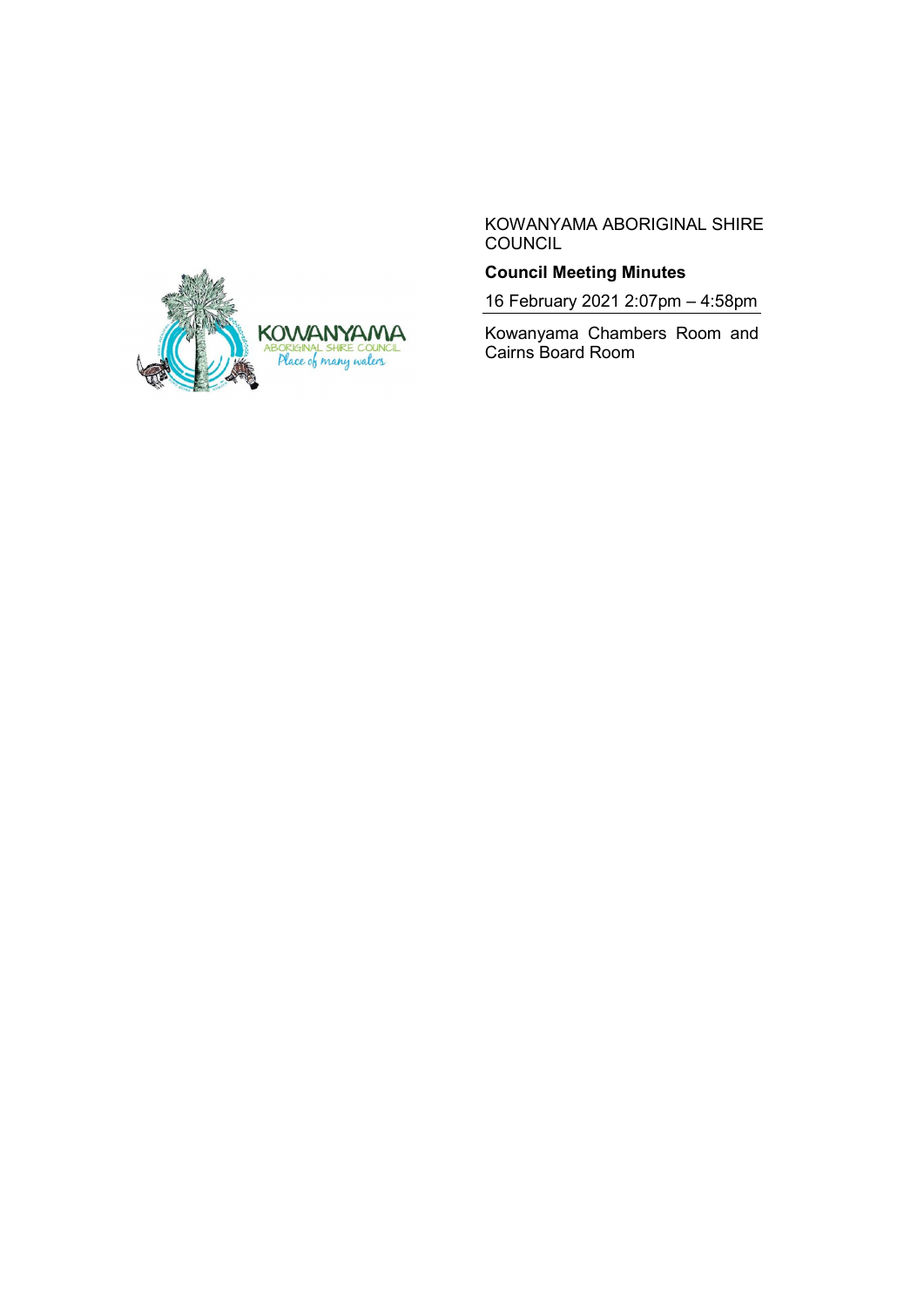KOWANYAMA ABORIGINAL SHIRE COUNCIL

**Council Meeting Minutes**

16 February 2021 2:07pm – 4:58pm

Kowanyama Chambers Room and Cairns Board Room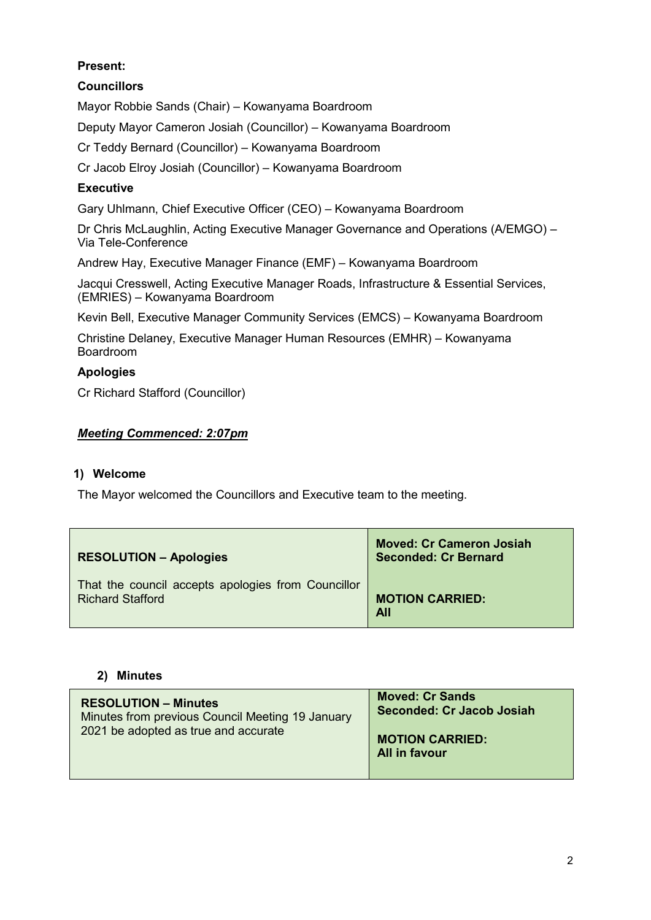**Present:**

**Councillors**

Mayor Robbie Sands (Chair) – Kowanyama Boardroom

Deputy Mayor Cameron Josiah (Councillor) – Kowanyama Boardroom

Cr Teddy Bernard (Councillor) – Kowanyama Boardroom

Cr Jacob Elroy Josiah (Councillor) – Kowanyama Boardroom

**Executive**

Gary Uhlmann, Chief Executive Officer (CEO) – Kowanyama Boardroom

Dr Chris McLaughlin, Acting Executive Manager Governance and Operations (A/EMGO) – Via Tele-Conference

Andrew Hay, Executive Manager Finance (EMF) – Kowanyama Boardroom

Jacqui Cresswell, Acting Executive Manager Roads, Infrastructure & Essential Services, (EMRIES) – Kowanyama Boardroom

Kevin Bell, Executive Manager Community Services (EMCS) – Kowanyama Boardroom

Christine Delaney, Executive Manager Human Resources (EMHR) – Kowanyama Boardroom

**Apologies**

Cr Richard Stafford (Councillor)

***Meeting Commenced: 2:07pm***

## 1) Welcome

The Mayor welcomed the Councillors and Executive team to the meeting.

| **RESOLUTION – Apologies**<br><br>That the council accepts apologies from Councillor Richard Stafford | **Moved: Cr Cameron Josiah**<br>**Seconded: Cr Bernard**<br><br>**MOTION CARRIED:**<br>**All** |
|---|---|

## 2) Minutes

| **RESOLUTION – Minutes**<br>Minutes from previous Council Meeting 19 January 2021 be adopted as true and accurate | **Moved: Cr Sands**<br>**Seconded: Cr Jacob Josiah**<br><br>**MOTION CARRIED:**<br>**All in favour** |
|---|---|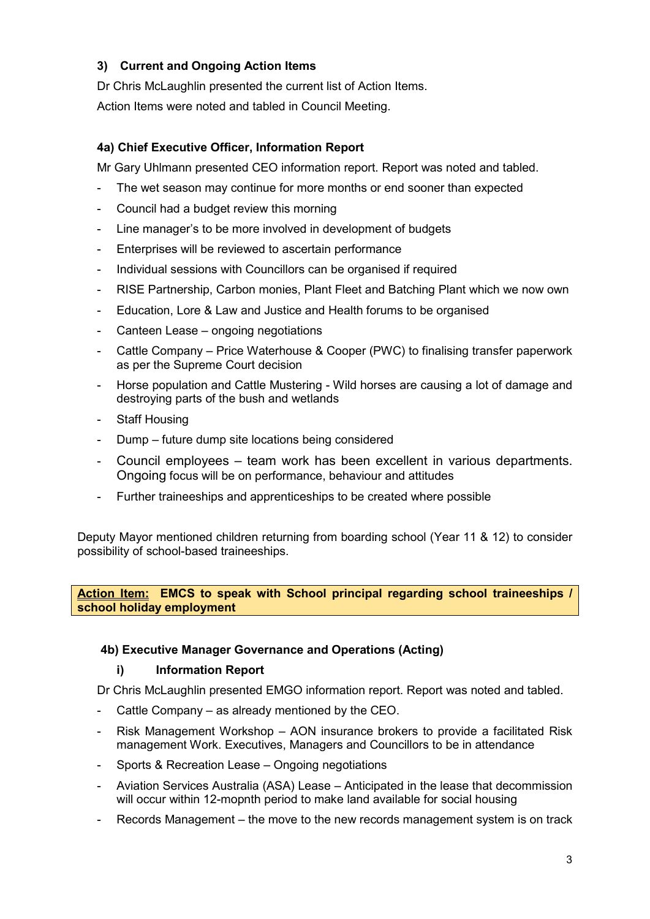### 3) Current and Ongoing Action Items

Dr Chris McLaughlin presented the current list of Action Items.

Action Items were noted and tabled in Council Meeting.

### 4a) Chief Executive Officer, Information Report

Mr Gary Uhlmann presented CEO information report. Report was noted and tabled.

- The wet season may continue for more months or end sooner than expected
- Council had a budget review this morning
- Line manager's to be more involved in development of budgets
- Enterprises will be reviewed to ascertain performance
- Individual sessions with Councillors can be organised if required
- RISE Partnership, Carbon monies, Plant Fleet and Batching Plant which we now own
- Education, Lore & Law and Justice and Health forums to be organised
- Canteen Lease – ongoing negotiations
- Cattle Company – Price Waterhouse & Cooper (PWC) to finalising transfer paperwork as per the Supreme Court decision
- Horse population and Cattle Mustering - Wild horses are causing a lot of damage and destroying parts of the bush and wetlands
- Staff Housing
- Dump – future dump site locations being considered
- Council employees – team work has been excellent in various departments. Ongoing focus will be on performance, behaviour and attitudes
- Further traineeships and apprenticeships to be created where possible

Deputy Mayor mentioned children returning from boarding school (Year 11 & 12) to consider possibility of school-based traineeships.

**<u>Action Item:</u> EMCS to speak with School principal regarding school traineeships / school holiday employment**

### 4b) Executive Manager Governance and Operations (Acting)

#### i) Information Report

Dr Chris McLaughlin presented EMGO information report. Report was noted and tabled.

- Cattle Company – as already mentioned by the CEO.
- Risk Management Workshop – AON insurance brokers to provide a facilitated Risk management Work. Executives, Managers and Councillors to be in attendance
- Sports & Recreation Lease – Ongoing negotiations
- Aviation Services Australia (ASA) Lease – Anticipated in the lease that decommission will occur within 12-mopnth period to make land available for social housing
- Records Management – the move to the new records management system is on track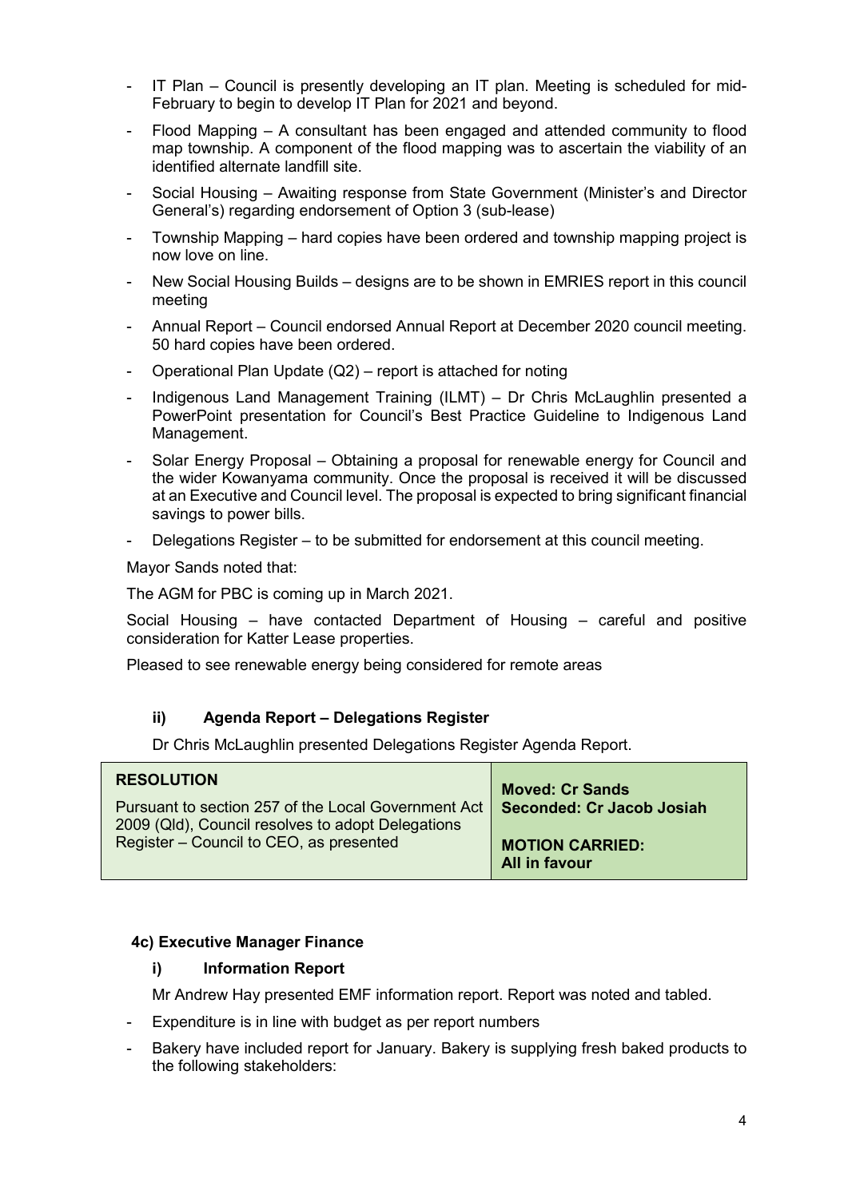- IT Plan – Council is presently developing an IT plan. Meeting is scheduled for mid-February to begin to develop IT Plan for 2021 and beyond.
- Flood Mapping – A consultant has been engaged and attended community to flood map township. A component of the flood mapping was to ascertain the viability of an identified alternate landfill site.
- Social Housing – Awaiting response from State Government (Minister's and Director General's) regarding endorsement of Option 3 (sub-lease)
- Township Mapping – hard copies have been ordered and township mapping project is now love on line.
- New Social Housing Builds – designs are to be shown in EMRIES report in this council meeting
- Annual Report – Council endorsed Annual Report at December 2020 council meeting. 50 hard copies have been ordered.
- Operational Plan Update (Q2) – report is attached for noting
- Indigenous Land Management Training (ILMT) – Dr Chris McLaughlin presented a PowerPoint presentation for Council's Best Practice Guideline to Indigenous Land Management.
- Solar Energy Proposal – Obtaining a proposal for renewable energy for Council and the wider Kowanyama community. Once the proposal is received it will be discussed at an Executive and Council level. The proposal is expected to bring significant financial savings to power bills.
- Delegations Register – to be submitted for endorsement at this council meeting.

Mayor Sands noted that:

The AGM for PBC is coming up in March 2021.

Social Housing – have contacted Department of Housing – careful and positive consideration for Katter Lease properties.

Pleased to see renewable energy being considered for remote areas

#### ii) Agenda Report – Delegations Register

Dr Chris McLaughlin presented Delegations Register Agenda Report.

| **RESOLUTION** | |
|---|---|
| Pursuant to section 257 of the Local Government Act 2009 (Qld), Council resolves to adopt Delegations Register – Council to CEO, as presented | **Moved: Cr Sands**<br>**Seconded: Cr Jacob Josiah**<br><br>**MOTION CARRIED:**<br>**All in favour** |

### 4c) Executive Manager Finance

#### i) Information Report

Mr Andrew Hay presented EMF information report. Report was noted and tabled.

- Expenditure is in line with budget as per report numbers
- Bakery have included report for January. Bakery is supplying fresh baked products to the following stakeholders: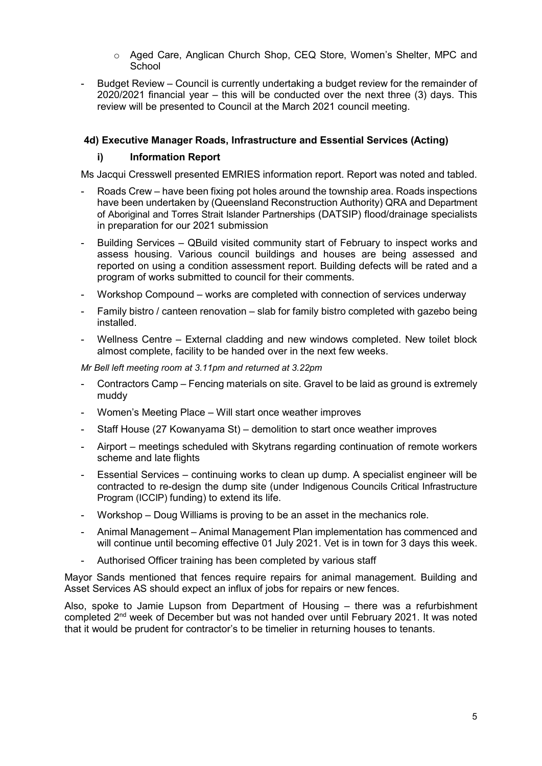- Aged Care, Anglican Church Shop, CEQ Store, Women's Shelter, MPC and School

- Budget Review – Council is currently undertaking a budget review for the remainder of 2020/2021 financial year – this will be conducted over the next three (3) days. This review will be presented to Council at the March 2021 council meeting.

### 4d) Executive Manager Roads, Infrastructure and Essential Services (Acting)

#### i) Information Report

Ms Jacqui Cresswell presented EMRIES information report. Report was noted and tabled.

- Roads Crew – have been fixing pot holes around the township area. Roads inspections have been undertaken by (Queensland Reconstruction Authority) QRA and Department of Aboriginal and Torres Strait Islander Partnerships (DATSIP) flood/drainage specialists in preparation for our 2021 submission
- Building Services – QBuild visited community start of February to inspect works and assess housing. Various council buildings and houses are being assessed and reported on using a condition assessment report. Building defects will be rated and a program of works submitted to council for their comments.
- Workshop Compound – works are completed with connection of services underway
- Family bistro / canteen renovation – slab for family bistro completed with gazebo being installed.
- Wellness Centre – External cladding and new windows completed. New toilet block almost complete, facility to be handed over in the next few weeks.

*Mr Bell left meeting room at 3.11pm and returned at 3.22pm*

- Contractors Camp – Fencing materials on site. Gravel to be laid as ground is extremely muddy
- Women's Meeting Place – Will start once weather improves
- Staff House (27 Kowanyama St) – demolition to start once weather improves
- Airport – meetings scheduled with Skytrans regarding continuation of remote workers scheme and late flights
- Essential Services – continuing works to clean up dump. A specialist engineer will be contracted to re-design the dump site (under Indigenous Councils Critical Infrastructure Program (ICCIP) funding) to extend its life.
- Workshop – Doug Williams is proving to be an asset in the mechanics role.
- Animal Management – Animal Management Plan implementation has commenced and will continue until becoming effective 01 July 2021. Vet is in town for 3 days this week.
- Authorised Officer training has been completed by various staff

Mayor Sands mentioned that fences require repairs for animal management. Building and Asset Services AS should expect an influx of jobs for repairs or new fences.

Also, spoke to Jamie Lupson from Department of Housing – there was a refurbishment completed 2nd week of December but was not handed over until February 2021. It was noted that it would be prudent for contractor's to be timelier in returning houses to tenants.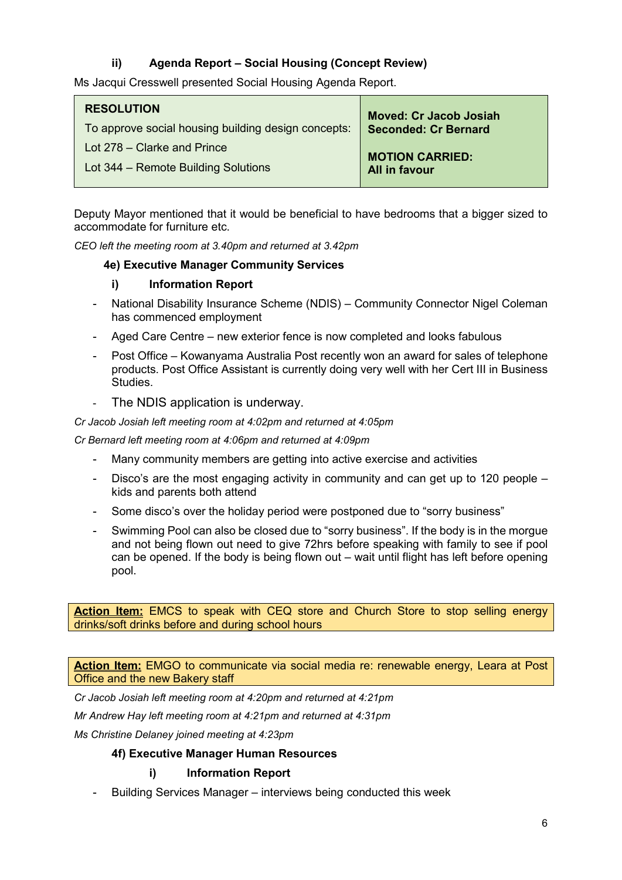#### ii) Agenda Report – Social Housing (Concept Review)

Ms Jacqui Cresswell presented Social Housing Agenda Report.

| **RESOLUTION**<br>To approve social housing building design concepts:<br>Lot 278 – Clarke and Prince<br>Lot 344 – Remote Building Solutions | **Moved: Cr Jacob Josiah**<br>**Seconded: Cr Bernard**<br><br>**MOTION CARRIED:**<br>**All in favour** |
|---|---|

Deputy Mayor mentioned that it would be beneficial to have bedrooms that a bigger sized to accommodate for furniture etc.

*CEO left the meeting room at 3.40pm and returned at 3.42pm*

### 4e) Executive Manager Community Services

#### i) Information Report

- National Disability Insurance Scheme (NDIS) – Community Connector Nigel Coleman has commenced employment
- Aged Care Centre – new exterior fence is now completed and looks fabulous
- Post Office – Kowanyama Australia Post recently won an award for sales of telephone products. Post Office Assistant is currently doing very well with her Cert III in Business Studies.
- The NDIS application is underway.

*Cr Jacob Josiah left meeting room at 4:02pm and returned at 4:05pm*

*Cr Bernard left meeting room at 4:06pm and returned at 4:09pm*

- Many community members are getting into active exercise and activities
- Disco's are the most engaging activity in community and can get up to 120 people – kids and parents both attend
- Some disco's over the holiday period were postponed due to "sorry business"
- Swimming Pool can also be closed due to "sorry business". If the body is in the morgue and not being flown out need to give 72hrs before speaking with family to see if pool can be opened. If the body is being flown out – wait until flight has left before opening pool.

**Action Item:** EMCS to speak with CEQ store and Church Store to stop selling energy drinks/soft drinks before and during school hours

**Action Item:** EMGO to communicate via social media re: renewable energy, Leara at Post Office and the new Bakery staff

*Cr Jacob Josiah left meeting room at 4:20pm and returned at 4:21pm*

*Mr Andrew Hay left meeting room at 4:21pm and returned at 4:31pm*

*Ms Christine Delaney joined meeting at 4:23pm*

### 4f) Executive Manager Human Resources

#### i) Information Report

- Building Services Manager – interviews being conducted this week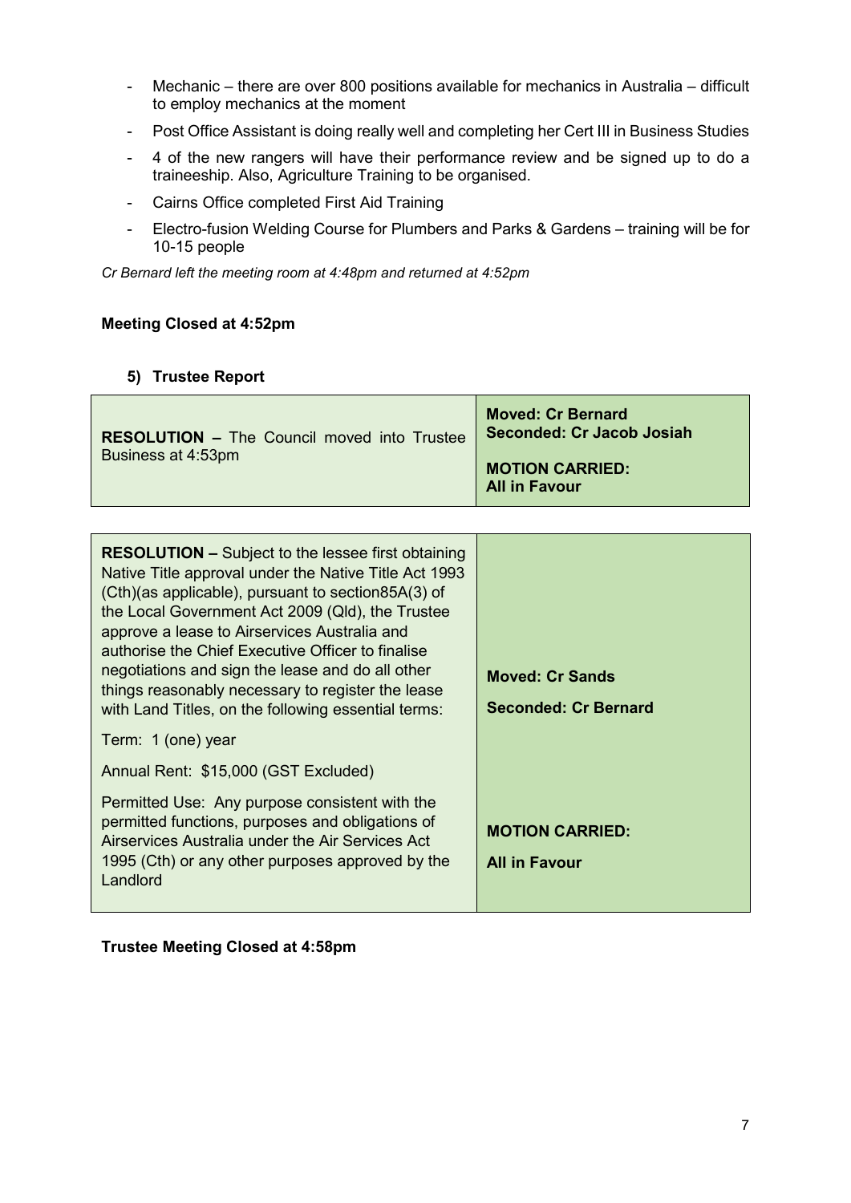- Mechanic – there are over 800 positions available for mechanics in Australia – difficult to employ mechanics at the moment
- Post Office Assistant is doing really well and completing her Cert III in Business Studies
- 4 of the new rangers will have their performance review and be signed up to do a traineeship. Also, Agriculture Training to be organised.
- Cairns Office completed First Aid Training
- Electro-fusion Welding Course for Plumbers and Parks & Gardens – training will be for 10-15 people

*Cr Bernard left the meeting room at 4:48pm and returned at 4:52pm*

**Meeting Closed at 4:52pm**

### 5) Trustee Report

| | |
|---|---|
| **RESOLUTION –** The Council moved into Trustee Business at 4:53pm | **Moved: Cr Bernard**<br>**Seconded: Cr Jacob Josiah**<br><br>**MOTION CARRIED:**<br>**All in Favour** |

| | |
|---|---|
| **RESOLUTION –** Subject to the lessee first obtaining Native Title approval under the Native Title Act 1993 (Cth)(as applicable), pursuant to section85A(3) of the Local Government Act 2009 (Qld), the Trustee approve a lease to Airservices Australia and authorise the Chief Executive Officer to finalise negotiations and sign the lease and do all other things reasonably necessary to register the lease with Land Titles, on the following essential terms:<br><br>Term: 1 (one) year<br><br>Annual Rent: $15,000 (GST Excluded)<br><br>Permitted Use: Any purpose consistent with the permitted functions, purposes and obligations of Airservices Australia under the Air Services Act 1995 (Cth) or any other purposes approved by the Landlord | **Moved: Cr Sands**<br><br>**Seconded: Cr Bernard**<br><br>**MOTION CARRIED:**<br><br>**All in Favour** |

**Trustee Meeting Closed at 4:58pm**